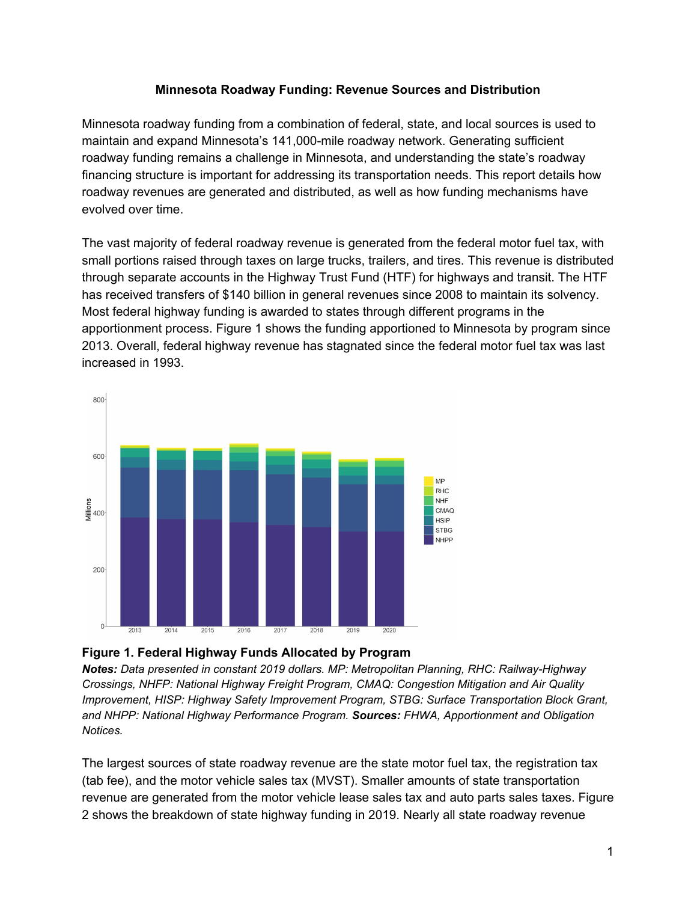**Minnesota Roadway Funding: Revenue Sources and Distribution**

Minnesota roadway funding from a combination of federal, state, and local sources is used to maintain and expand Minnesota's 141,000-mile roadway network. Generating sufficient roadway funding remains a challenge in Minnesota, and understanding the state's roadway financing structure is important for addressing its transportation needs. This report details how roadway revenues are generated and distributed, as well as how funding mechanisms have evolved over time.

The vast majority of federal roadway revenue is generated from the federal motor fuel tax, with small portions raised through taxes on large trucks, trailers, and tires. This revenue is distributed through separate accounts in the Highway Trust Fund (HTF) for highways and transit. The HTF has received transfers of $140 billion in general revenues since 2008 to maintain its solvency. Most federal highway funding is awarded to states through different programs in the apportionment process. Figure 1 shows the funding apportioned to Minnesota by program since 2013. Overall, federal highway revenue has stagnated since the federal motor fuel tax was last increased in 1993.

**Figure 1. Federal Highway Funds Allocated by Program**

***Notes:*** *Data presented in constant 2019 dollars. MP: Metropolitan Planning, RHC: Railway-Highway Crossings, NHFP: National Highway Freight Program, CMAQ: Congestion Mitigation and Air Quality Improvement, HISP: Highway Safety Improvement Program, STBG: Surface Transportation Block Grant, and NHPP: National Highway Performance Program.* ***Sources:*** *FHWA, Apportionment and Obligation Notices.*

The largest sources of state roadway revenue are the state motor fuel tax, the registration tax (tab fee), and the motor vehicle sales tax (MVST). Smaller amounts of state transportation revenue are generated from the motor vehicle lease sales tax and auto parts sales taxes. Figure 2 shows the breakdown of state highway funding in 2019. Nearly all state roadway revenue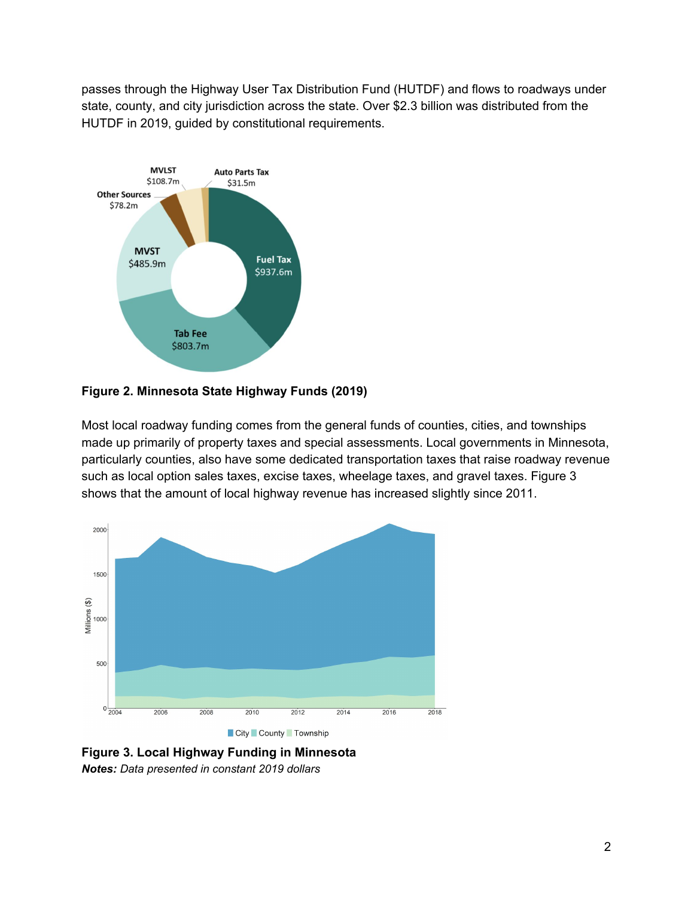passes through the Highway User Tax Distribution Fund (HUTDF) and flows to roadways under state, county, and city jurisdiction across the state. Over $2.3 billion was distributed from the HUTDF in 2019, guided by constitutional requirements.

MVLST
$108.7m

Auto Parts Tax
$31.5m

Other Sources
$78.2m

MVST
$485.9m

Fuel Tax
$937.6m

Tab Fee
$803.7m

**Figure 2. Minnesota State Highway Funds (2019)**

Most local roadway funding comes from the general funds of counties, cities, and townships made up primarily of property taxes and special assessments. Local governments in Minnesota, particularly counties, also have some dedicated transportation taxes that raise roadway revenue such as local option sales taxes, excise taxes, wheelage taxes, and gravel taxes. Figure 3 shows that the amount of local highway revenue has increased slightly since 2011.

Millions ($)

2000
1500
1000
500
0

2004 2006 2008 2010 2012 2014 2016 2018

City County Township

**Figure 3. Local Highway Funding in Minnesota**
***Notes:*** *Data presented in constant 2019 dollars*